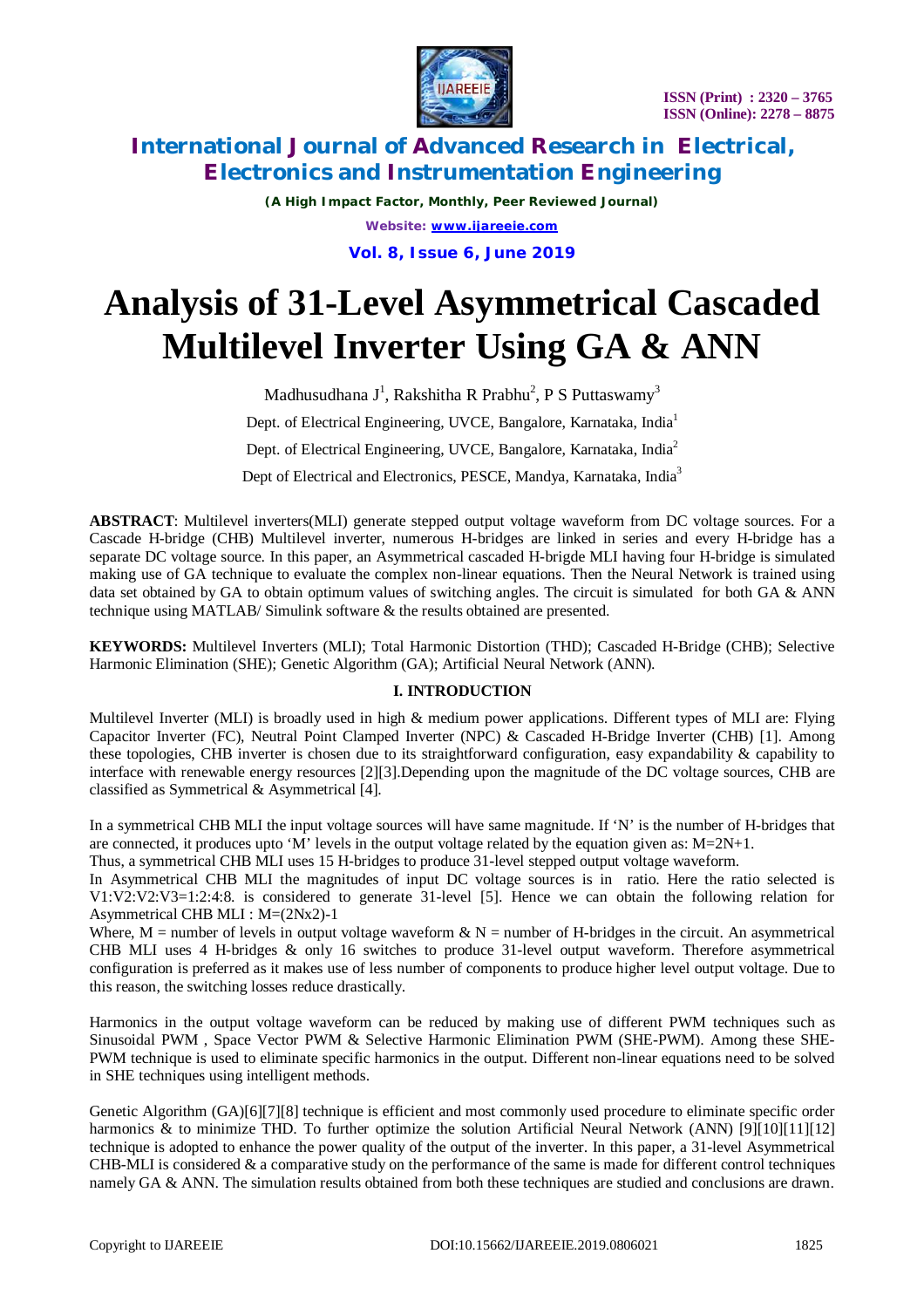# Analysis of 31-Level Asymmetrical Cascaded Multilevel Inverter Using GA & ANN

Madhusudhana J[1], Rakshitha R Prabhu[2], P S Puttaswamy[3]

Dept. of Electrical Engineering, UVCE, Bangalore, Karnataka, India[1]

Dept. of Electrical Engineering, UVCE, Bangalore, Karnataka, India[2]

Dept of Electrical and Electronics, PESCE, Mandya, Karnataka, India[3]

**ABSTRACT**: Multilevel inverters(MLI) generate stepped output voltage waveform from DC voltage sources. For a Cascade H-bridge (CHB) Multilevel inverter, numerous H-bridges are linked in series and every H-bridge has a separate DC voltage source. In this paper, an Asymmetrical cascaded H-brigde MLI having four H-bridge is simulated making use of GA technique to evaluate the complex non-linear equations. Then the Neural Network is trained using data set obtained by GA to obtain optimum values of switching angles. The circuit is simulated for both GA & ANN technique using MATLAB/ Simulink software & the results obtained are presented.

**KEYWORDS:** Multilevel Inverters (MLI); Total Harmonic Distortion (THD); Cascaded H-Bridge (CHB); Selective Harmonic Elimination (SHE); Genetic Algorithm (GA); Artificial Neural Network (ANN).

## I. INTRODUCTION

Multilevel Inverter (MLI) is broadly used in high & medium power applications. Different types of MLI are: Flying Capacitor Inverter (FC), Neutral Point Clamped Inverter (NPC) & Cascaded H-Bridge Inverter (CHB) [1]. Among these topologies, CHB inverter is chosen due to its straightforward configuration, easy expandability & capability to interface with renewable energy resources [2][3].Depending upon the magnitude of the DC voltage sources, CHB are classified as Symmetrical & Asymmetrical [4].

In a symmetrical CHB MLI the input voltage sources will have same magnitude. If 'N' is the number of H-bridges that are connected, it produces upto 'M' levels in the output voltage related by the equation given as: M=2N+1.
Thus, a symmetrical CHB MLI uses 15 H-bridges to produce 31-level stepped output voltage waveform.
In Asymmetrical CHB MLI the magnitudes of input DC voltage sources is in ratio. Here the ratio selected is V1:V2:V2:V3=1:2:4:8. is considered to generate 31-level [5]. Hence we can obtain the following relation for Asymmetrical CHB MLI : M=(2Nx2)-1
Where, M = number of levels in output voltage waveform & N = number of H-bridges in the circuit. An asymmetrical CHB MLI uses 4 H-bridges & only 16 switches to produce 31-level output waveform. Therefore asymmetrical configuration is preferred as it makes use of less number of components to produce higher level output voltage. Due to this reason, the switching losses reduce drastically.

Harmonics in the output voltage waveform can be reduced by making use of different PWM techniques such as Sinusoidal PWM , Space Vector PWM & Selective Harmonic Elimination PWM (SHE-PWM). Among these SHE-PWM technique is used to eliminate specific harmonics in the output. Different non-linear equations need to be solved in SHE techniques using intelligent methods.

Genetic Algorithm (GA)[6][7][8] technique is efficient and most commonly used procedure to eliminate specific order harmonics & to minimize THD. To further optimize the solution Artificial Neural Network (ANN) [9][10][11][12] technique is adopted to enhance the power quality of the output of the inverter. In this paper, a 31-level Asymmetrical CHB-MLI is considered & a comparative study on the performance of the same is made for different control techniques namely GA & ANN. The simulation results obtained from both these techniques are studied and conclusions are drawn.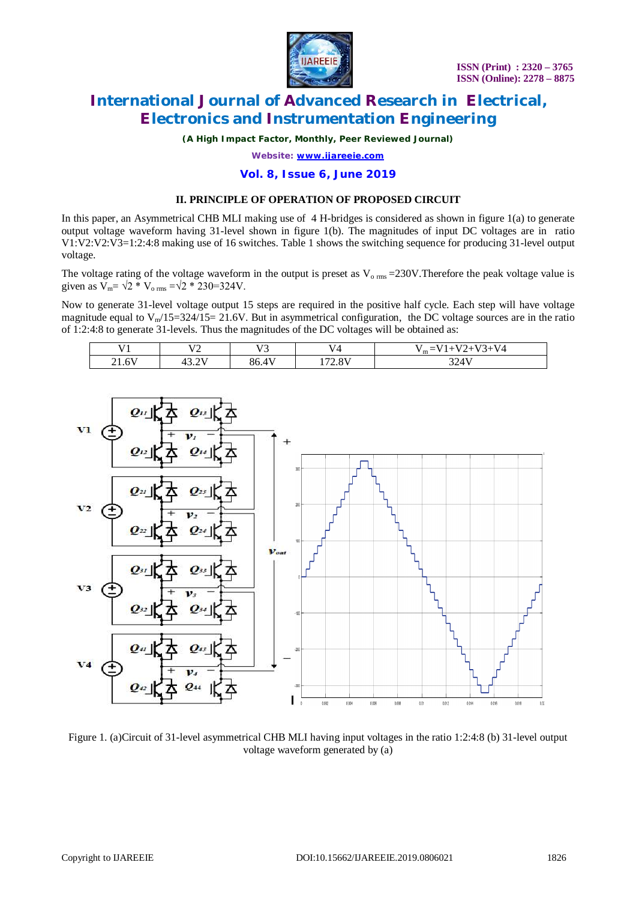## II. PRINCIPLE OF OPERATION OF PROPOSED CIRCUIT

In this paper, an Asymmetrical CHB MLI making use of 4 H-bridges is considered as shown in figure 1(a) to generate output voltage waveform having 31-level shown in figure 1(b). The magnitudes of input DC voltages are in ratio V1:V2:V2:V3=1:2:4:8 making use of 16 switches. Table 1 shows the switching sequence for producing 31-level output voltage.

The voltage rating of the voltage waveform in the output is preset as $V_{o\ rms}$ =230V.Therefore the peak voltage value is given as $V_m = \sqrt{2} * V_{o\ rms} = \sqrt{2} * 230 = 324V$.

Now to generate 31-level voltage output 15 steps are required in the positive half cycle. Each step will have voltage magnitude equal to $V_m/15 = 324/15 = 21.6V$. But in asymmetrical configuration, the DC voltage sources are in the ratio of 1:2:4:8 to generate 31-levels. Thus the magnitudes of the DC voltages will be obtained as:

| V1 | V2 | V3 | V4 | $V_m$=V1+V2+V3+V4 |
|---|---|---|---|---|
| 21.6V | 43.2V | 86.4V | 172.8V | 324V |

Figure 1. (a)Circuit of 31-level asymmetrical CHB MLI having input voltages in the ratio 1:2:4:8 (b) 31-level output voltage waveform generated by (a)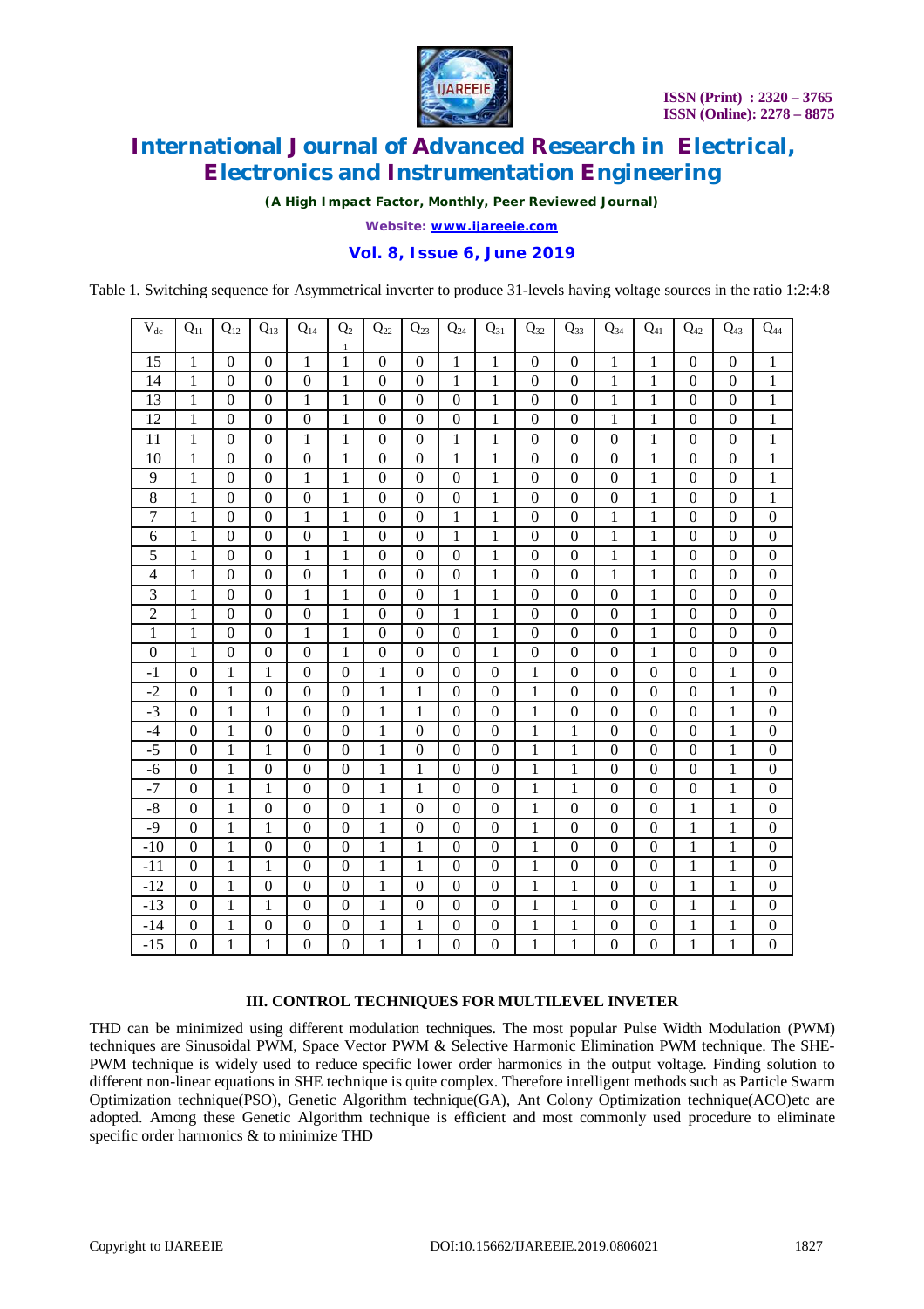Table 1. Switching sequence for Asymmetrical inverter to produce 31-levels having voltage sources in the ratio 1:2:4:8

| $V_{dc}$ | $Q_{11}$ | $Q_{12}$ | $Q_{13}$ | $Q_{14}$ | $Q_{21}$ | $Q_{22}$ | $Q_{23}$ | $Q_{24}$ | $Q_{31}$ | $Q_{32}$ | $Q_{33}$ | $Q_{34}$ | $Q_{41}$ | $Q_{42}$ | $Q_{43}$ | $Q_{44}$ |
|---|---|---|---|---|---|---|---|---|---|---|---|---|---|---|---|---|
| 15 | 1 | 0 | 0 | 1 | 1 | 0 | 0 | 1 | 1 | 0 | 0 | 1 | 1 | 0 | 0 | 1 |
| 14 | 1 | 0 | 0 | 0 | 1 | 0 | 0 | 1 | 1 | 0 | 0 | 1 | 1 | 0 | 0 | 1 |
| 13 | 1 | 0 | 0 | 1 | 1 | 0 | 0 | 0 | 1 | 0 | 0 | 1 | 1 | 0 | 0 | 1 |
| 12 | 1 | 0 | 0 | 0 | 1 | 0 | 0 | 0 | 1 | 0 | 0 | 1 | 1 | 0 | 0 | 1 |
| 11 | 1 | 0 | 0 | 1 | 1 | 0 | 0 | 1 | 1 | 0 | 0 | 0 | 1 | 0 | 0 | 1 |
| 10 | 1 | 0 | 0 | 0 | 1 | 0 | 0 | 1 | 1 | 0 | 0 | 0 | 1 | 0 | 0 | 1 |
| 9 | 1 | 0 | 0 | 1 | 1 | 0 | 0 | 0 | 1 | 0 | 0 | 0 | 1 | 0 | 0 | 1 |
| 8 | 1 | 0 | 0 | 0 | 1 | 0 | 0 | 0 | 1 | 0 | 0 | 0 | 1 | 0 | 0 | 1 |
| 7 | 1 | 0 | 0 | 1 | 1 | 0 | 0 | 1 | 1 | 0 | 0 | 1 | 1 | 0 | 0 | 0 |
| 6 | 1 | 0 | 0 | 0 | 1 | 0 | 0 | 1 | 1 | 0 | 0 | 1 | 1 | 0 | 0 | 0 |
| 5 | 1 | 0 | 0 | 1 | 1 | 0 | 0 | 0 | 1 | 0 | 0 | 1 | 1 | 0 | 0 | 0 |
| 4 | 1 | 0 | 0 | 0 | 1 | 0 | 0 | 0 | 1 | 0 | 0 | 1 | 1 | 0 | 0 | 0 |
| 3 | 1 | 0 | 0 | 1 | 1 | 0 | 0 | 1 | 1 | 0 | 0 | 0 | 1 | 0 | 0 | 0 |
| 2 | 1 | 0 | 0 | 0 | 1 | 0 | 0 | 1 | 1 | 0 | 0 | 0 | 1 | 0 | 0 | 0 |
| 1 | 1 | 0 | 0 | 1 | 1 | 0 | 0 | 0 | 1 | 0 | 0 | 0 | 1 | 0 | 0 | 0 |
| 0 | 1 | 0 | 0 | 0 | 1 | 0 | 0 | 0 | 1 | 0 | 0 | 0 | 1 | 0 | 0 | 0 |
| -1 | 0 | 1 | 1 | 0 | 0 | 1 | 0 | 0 | 0 | 1 | 0 | 0 | 0 | 0 | 1 | 0 |
| -2 | 0 | 1 | 0 | 0 | 0 | 1 | 1 | 0 | 0 | 1 | 0 | 0 | 0 | 0 | 1 | 0 |
| -3 | 0 | 1 | 1 | 0 | 0 | 1 | 1 | 0 | 0 | 1 | 0 | 0 | 0 | 0 | 1 | 0 |
| -4 | 0 | 1 | 0 | 0 | 0 | 1 | 0 | 0 | 0 | 1 | 1 | 0 | 0 | 0 | 1 | 0 |
| -5 | 0 | 1 | 1 | 0 | 0 | 1 | 0 | 0 | 0 | 1 | 1 | 0 | 0 | 0 | 1 | 0 |
| -6 | 0 | 1 | 0 | 0 | 0 | 1 | 1 | 0 | 0 | 1 | 1 | 0 | 0 | 0 | 1 | 0 |
| -7 | 0 | 1 | 1 | 0 | 0 | 1 | 1 | 0 | 0 | 1 | 1 | 0 | 0 | 0 | 1 | 0 |
| -8 | 0 | 1 | 0 | 0 | 0 | 1 | 0 | 0 | 0 | 1 | 0 | 0 | 0 | 1 | 1 | 0 |
| -9 | 0 | 1 | 1 | 0 | 0 | 1 | 0 | 0 | 0 | 1 | 0 | 0 | 0 | 1 | 1 | 0 |
| -10 | 0 | 1 | 0 | 0 | 0 | 1 | 1 | 0 | 0 | 1 | 0 | 0 | 0 | 1 | 1 | 0 |
| -11 | 0 | 1 | 1 | 0 | 0 | 1 | 1 | 0 | 0 | 1 | 0 | 0 | 0 | 1 | 1 | 0 |
| -12 | 0 | 1 | 0 | 0 | 0 | 1 | 0 | 0 | 0 | 1 | 1 | 0 | 0 | 1 | 1 | 0 |
| -13 | 0 | 1 | 1 | 0 | 0 | 1 | 0 | 0 | 0 | 1 | 1 | 0 | 0 | 1 | 1 | 0 |
| -14 | 0 | 1 | 0 | 0 | 0 | 1 | 1 | 0 | 0 | 1 | 1 | 0 | 0 | 1 | 1 | 0 |
| -15 | 0 | 1 | 1 | 0 | 0 | 1 | 1 | 0 | 0 | 1 | 1 | 0 | 0 | 1 | 1 | 0 |

## III. CONTROL TECHNIQUES FOR MULTILEVEL INVETER

THD can be minimized using different modulation techniques. The most popular Pulse Width Modulation (PWM) techniques are Sinusoidal PWM, Space Vector PWM & Selective Harmonic Elimination PWM technique. The SHE-PWM technique is widely used to reduce specific lower order harmonics in the output voltage. Finding solution to different non-linear equations in SHE technique is quite complex. Therefore intelligent methods such as Particle Swarm Optimization technique(PSO), Genetic Algorithm technique(GA), Ant Colony Optimization technique(ACO)etc are adopted. Among these Genetic Algorithm technique is efficient and most commonly used procedure to eliminate specific order harmonics & to minimize THD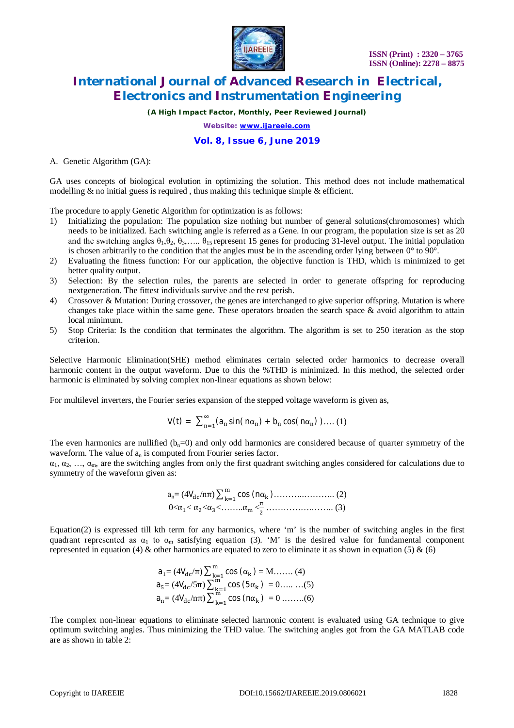A. Genetic Algorithm (GA):

GA uses concepts of biological evolution in optimizing the solution. This method does not include mathematical modelling & no initial guess is required , thus making this technique simple & efficient.

The procedure to apply Genetic Algorithm for optimization is as follows:

1) Initializing the population: The population size nothing but number of general solutions(chromosomes) which needs to be initialized. Each switching angle is referred as a Gene. In our program, the population size is set as 20 and the switching angles $\theta_1$,$\theta_2$, $\theta_3$,….. $\theta_{15}$ represent 15 genes for producing 31-level output. The initial population is chosen arbitrarily to the condition that the angles must be in the ascending order lying between 0° to 90°.
2) Evaluating the fitness function: For our application, the objective function is THD, which is minimized to get better quality output.
3) Selection: By the selection rules, the parents are selected in order to generate offspring for reproducing nextgeneration. The fittest individuals survive and the rest perish.
4) Crossover & Mutation: During crossover, the genes are interchanged to give superior offspring. Mutation is where changes take place within the same gene. These operators broaden the search space & avoid algorithm to attain local minimum.
5) Stop Criteria: Is the condition that terminates the algorithm. The algorithm is set to 250 iteration as the stop criterion.

Selective Harmonic Elimination(SHE) method eliminates certain selected order harmonics to decrease overall harmonic content in the output waveform. Due to this the %THD is minimized. In this method, the selected order harmonic is eliminated by solving complex non-linear equations as shown below:

For multilevel inverters, the Fourier series expansion of the stepped voltage waveform is given as,

$$V(t) = \sum_{n=1}^{\infty} (a_n \sin(n\alpha_n) + b_n \cos(n\alpha_n)) \text{…. (1)}$$

The even harmonics are nullified ($b_n$=0) and only odd harmonics are considered because of quarter symmetry of the waveform. The value of $a_n$ is computed from Fourier series factor.

$\alpha_1$, $\alpha_2$, …, $\alpha_m$, are the switching angles from only the first quadrant switching angles considered for calculations due to symmetry of the waveform given as:

$$a_n = (4V_{dc}/n\pi) \sum_{k=1}^{m} \cos(n\alpha_k) \text{……….………….. (2)}$$

$$0<\alpha_1 < \alpha_2 < \alpha_3 < \text{……..} \alpha_m < \frac{\pi}{2} \text{…………….…….. (3)}$$

Equation(2) is expressed till kth term for any harmonics, where 'm' is the number of switching angles in the first quadrant represented as $\alpha_1$ to $\alpha_m$ satisfying equation (3). 'M' is the desired value for fundamental component represented in equation (4) & other harmonics are equated to zero to eliminate it as shown in equation (5) & (6)

$$a_1 = (4V_{dc}/\pi) \sum_{k=1}^{m} \cos(\alpha_k) = M \text{……. (4)}$$

$$a_5 = (4V_{dc}/5\pi) \sum_{k=1}^{m} \cos(5\alpha_k) = 0 \text{….. …(5)}$$

$$a_n = (4V_{dc}/n\pi) \sum_{k=1}^{m} \cos(n\alpha_k) = 0 \text{……..(6)}$$

The complex non-linear equations to eliminate selected harmonic content is evaluated using GA technique to give optimum switching angles. Thus minimizing the THD value. The switching angles got from the GA MATLAB code are as shown in table 2: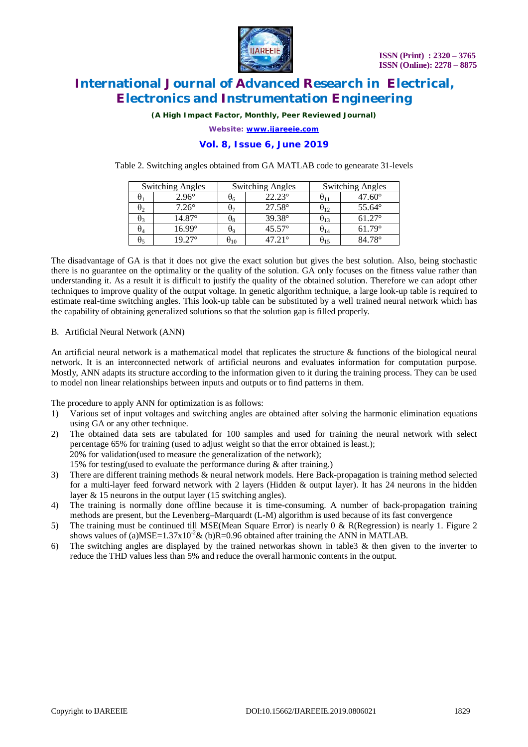Table 2. Switching angles obtained from GA MATLAB code to genearate 31-levels

| Switching Angles | | Switching Angles | | Switching Angles | |
|---|---|---|---|---|---|
| $\theta_1$ | 2.96° | $\theta_6$ | 22.23° | $\theta_{11}$ | 47.60° |
| $\theta_2$ | 7.26° | $\theta_7$ | 27.58° | $\theta_{12}$ | 55.64° |
| $\theta_3$ | 14.87° | $\theta_8$ | 39.38° | $\theta_{13}$ | 61.27° |
| $\theta_4$ | 16.99° | $\theta_9$ | 45.57° | $\theta_{14}$ | 61.79° |
| $\theta_5$ | 19.27° | $\theta_{10}$ | 47.21° | $\theta_{15}$ | 84.78° |

The disadvantage of GA is that it does not give the exact solution but gives the best solution. Also, being stochastic there is no guarantee on the optimality or the quality of the solution. GA only focuses on the fitness value rather than understanding it. As a result it is difficult to justify the quality of the obtained solution. Therefore we can adopt other techniques to improve quality of the output voltage. In genetic algorithm technique, a large look-up table is required to estimate real-time switching angles. This look-up table can be substituted by a well trained neural network which has the capability of obtaining generalized solutions so that the solution gap is filled properly.

B. Artificial Neural Network (ANN)

An artificial neural network is a mathematical model that replicates the structure & functions of the biological neural network. It is an interconnected network of artificial neurons and evaluates information for computation purpose. Mostly, ANN adapts its structure according to the information given to it during the training process. They can be used to model non linear relationships between inputs and outputs or to find patterns in them.

The procedure to apply ANN for optimization is as follows:

1) Various set of input voltages and switching angles are obtained after solving the harmonic elimination equations using GA or any other technique.
2) The obtained data sets are tabulated for 100 samples and used for training the neural network with select percentage 65% for training (used to adjust weight so that the error obtained is least.);
   20% for validation(used to measure the generalization of the network);
   15% for testing(used to evaluate the performance during & after training.)
3) There are different training methods & neural network models. Here Back-propagation is training method selected for a multi-layer feed forward network with 2 layers (Hidden & output layer). It has 24 neurons in the hidden layer & 15 neurons in the output layer (15 switching angles).
4) The training is normally done offline because it is time-consuming. A number of back-propagation training methods are present, but the Levenberg–Marquardt (L-M) algorithm is used because of its fast convergence
5) The training must be continued till MSE(Mean Square Error) is nearly 0 & R(Regression) is nearly 1. Figure 2 shows values of (a)MSE=$1.37\text{x}10^{-2}$& (b)R=0.96 obtained after training the ANN in MATLAB.
6) The switching angles are displayed by the trained networkas shown in table3 & then given to the inverter to reduce the THD values less than 5% and reduce the overall harmonic contents in the output.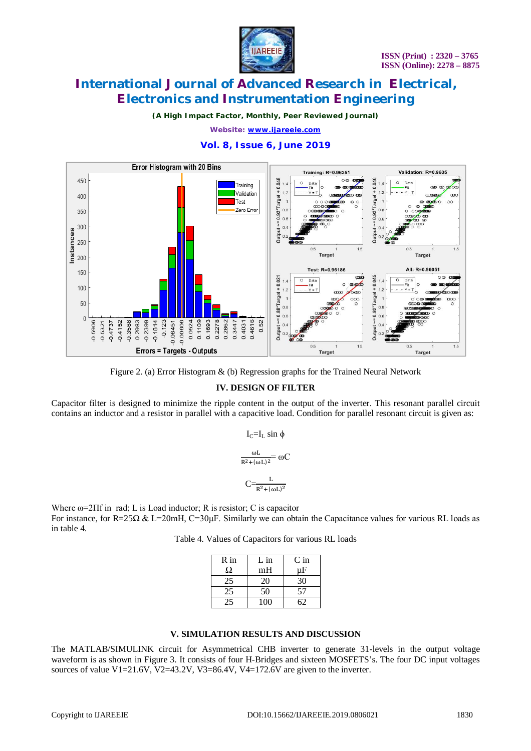Figure 2. (a) Error Histogram & (b) Regression graphs for the Trained Neural Network

## IV. DESIGN OF FILTER

Capacitor filter is designed to minimize the ripple content in the output of the inverter. This resonant parallel circuit contains an inductor and a resistor in parallel with a capacitive load. Condition for parallel resonant circuit is given as:

$$I_C = I_L \sin \phi$$

$$\frac{\omega L}{R^2 + (\omega L)^2} = \omega C$$

$$C = \frac{L}{R^2 + (\omega L)^2}$$

Where $\omega = 2\Pi f$ in rad; L is Load inductor; R is resistor; C is capacitor

For instance, for R=25Ω & L=20mH, C=30μF. Similarly we can obtain the Capacitance values for various RL loads as in table 4.

Table 4. Values of Capacitors for various RL loads

| R in Ω | L in mH | C in μF |
|---|---|---|
| 25 | 20 | 30 |
| 25 | 50 | 57 |
| 25 | 100 | 62 |

## V. SIMULATION RESULTS AND DISCUSSION

The MATLAB/SIMULINK circuit for Asymmetrical CHB inverter to generate 31-levels in the output voltage waveform is as shown in Figure 3. It consists of four H-Bridges and sixteen MOSFETS's. The four DC input voltages sources of value V1=21.6V, V2=43.2V, V3=86.4V, V4=172.6V are given to the inverter.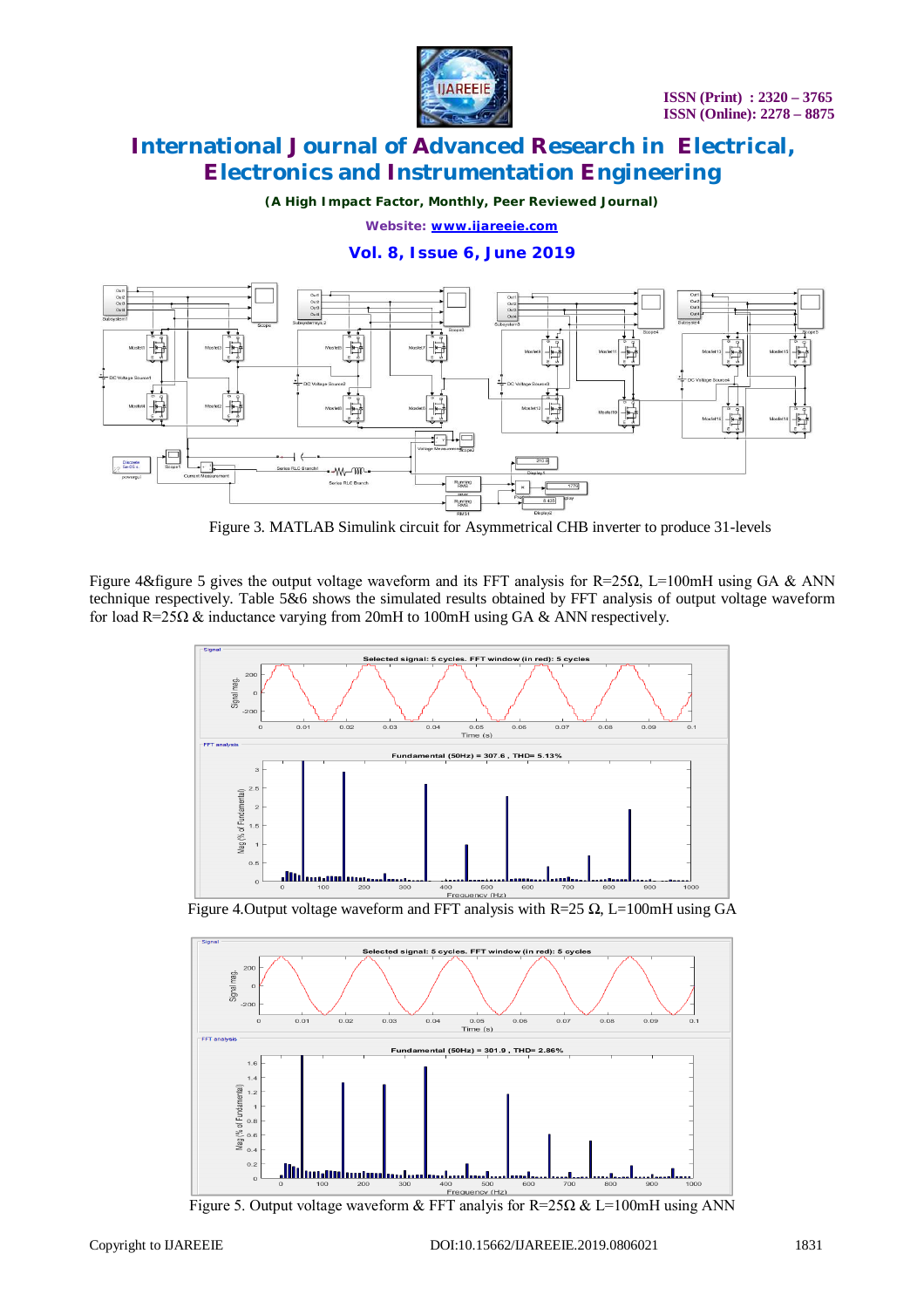Figure 3. MATLAB Simulink circuit for Asymmetrical CHB inverter to produce 31-levels

Figure 4&figure 5 gives the output voltage waveform and its FFT analysis for R=25Ω, L=100mH using GA & ANN technique respectively. Table 5&6 shows the simulated results obtained by FFT analysis of output voltage waveform for load R=25Ω & inductance varying from 20mH to 100mH using GA & ANN respectively.

Figure 4.Output voltage waveform and FFT analysis with R=25 Ω, L=100mH using GA

Figure 5. Output voltage waveform & FFT analyis for R=25Ω & L=100mH using ANN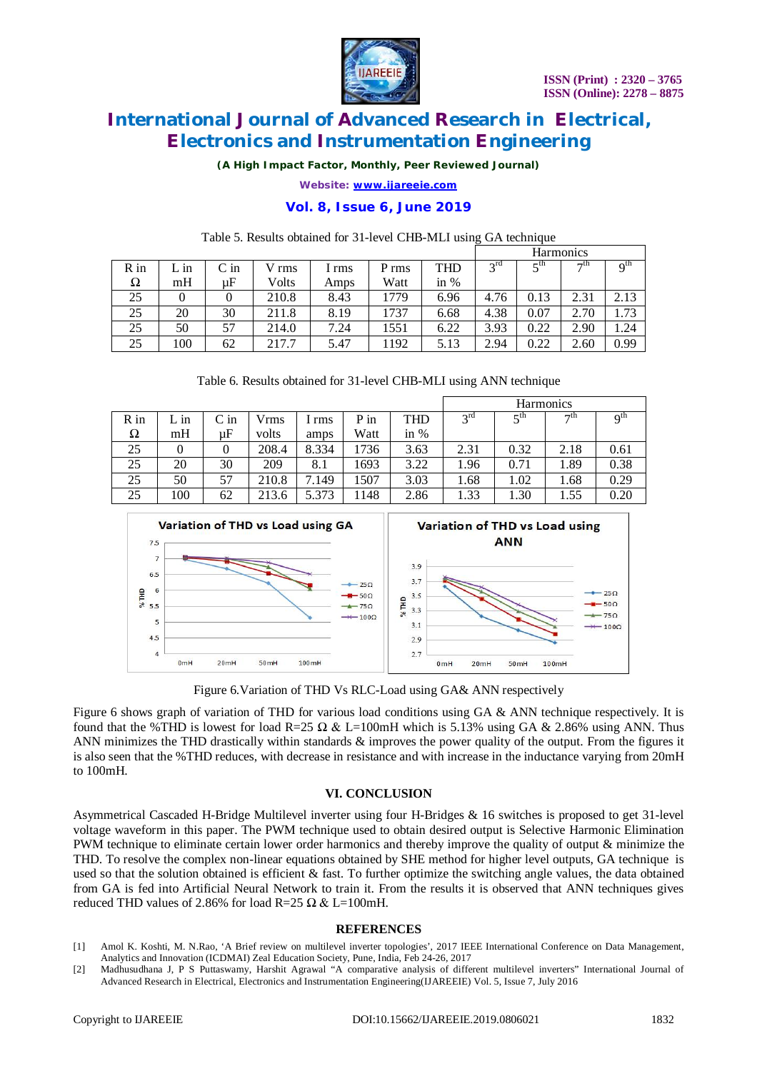Table 5. Results obtained for 31-level CHB-MLI using GA technique

| R in Ω | L in mH | C in μF | V rms Volts | I rms Amps | P rms Watt | THD in % | Harmonics | | | |
|---|---|---|---|---|---|---|---|---|---|---|
| | | | | | | | $3^{rd}$ | $5^{th}$ | $7^{th}$ | $9^{th}$ |
| 25 | 0 | 0 | 210.8 | 8.43 | 1779 | 6.96 | 4.76 | 0.13 | 2.31 | 2.13 |
| 25 | 20 | 30 | 211.8 | 8.19 | 1737 | 6.68 | 4.38 | 0.07 | 2.70 | 1.73 |
| 25 | 50 | 57 | 214.0 | 7.24 | 1551 | 6.22 | 3.93 | 0.22 | 2.90 | 1.24 |
| 25 | 100 | 62 | 217.7 | 5.47 | 1192 | 5.13 | 2.94 | 0.22 | 2.60 | 0.99 |

Table 6. Results obtained for 31-level CHB-MLI using ANN technique

| R in Ω | L in mH | C in μF | Vrms volts | I rms amps | P in Watt | THD in % | Harmonics | | | |
|---|---|---|---|---|---|---|---|---|---|---|
| | | | | | | | $3^{rd}$ | $5^{th}$ | $7^{th}$ | $9^{th}$ |
| 25 | 0 | 0 | 208.4 | 8.334 | 1736 | 3.63 | 2.31 | 0.32 | 2.18 | 0.61 |
| 25 | 20 | 30 | 209 | 8.1 | 1693 | 3.22 | 1.96 | 0.71 | 1.89 | 0.38 |
| 25 | 50 | 57 | 210.8 | 7.149 | 1507 | 3.03 | 1.68 | 1.02 | 1.68 | 0.29 |
| 25 | 100 | 62 | 213.6 | 5.373 | 1148 | 2.86 | 1.33 | 1.30 | 1.55 | 0.20 |

Figure 6.Variation of THD Vs RLC-Load using GA& ANN respectively

Figure 6 shows graph of variation of THD for various load conditions using GA & ANN technique respectively. It is found that the %THD is lowest for load R=25 Ω & L=100mH which is 5.13% using GA & 2.86% using ANN. Thus ANN minimizes the THD drastically within standards & improves the power quality of the output. From the figures it is also seen that the %THD reduces, with decrease in resistance and with increase in the inductance varying from 20mH to 100mH.

## VI. CONCLUSION

Asymmetrical Cascaded H-Bridge Multilevel inverter using four H-Bridges & 16 switches is proposed to get 31-level voltage waveform in this paper. The PWM technique used to obtain desired output is Selective Harmonic Elimination PWM technique to eliminate certain lower order harmonics and thereby improve the quality of output & minimize the THD. To resolve the complex non-linear equations obtained by SHE method for higher level outputs, GA technique is used so that the solution obtained is efficient & fast. To further optimize the switching angle values, the data obtained from GA is fed into Artificial Neural Network to train it. From the results it is observed that ANN techniques gives reduced THD values of 2.86% for load R=25 Ω & L=100mH.

## REFERENCES

[1] Amol K. Koshti, M. N.Rao, 'A Brief review on multilevel inverter topologies', 2017 IEEE International Conference on Data Management, Analytics and Innovation (ICDMAI) Zeal Education Society, Pune, India, Feb 24-26, 2017

[2] Madhusudhana J, P S Puttaswamy, Harshit Agrawal "A comparative analysis of different multilevel inverters" International Journal of Advanced Research in Electrical, Electronics and Instrumentation Engineering(IJAREEIE) Vol. 5, Issue 7, July 2016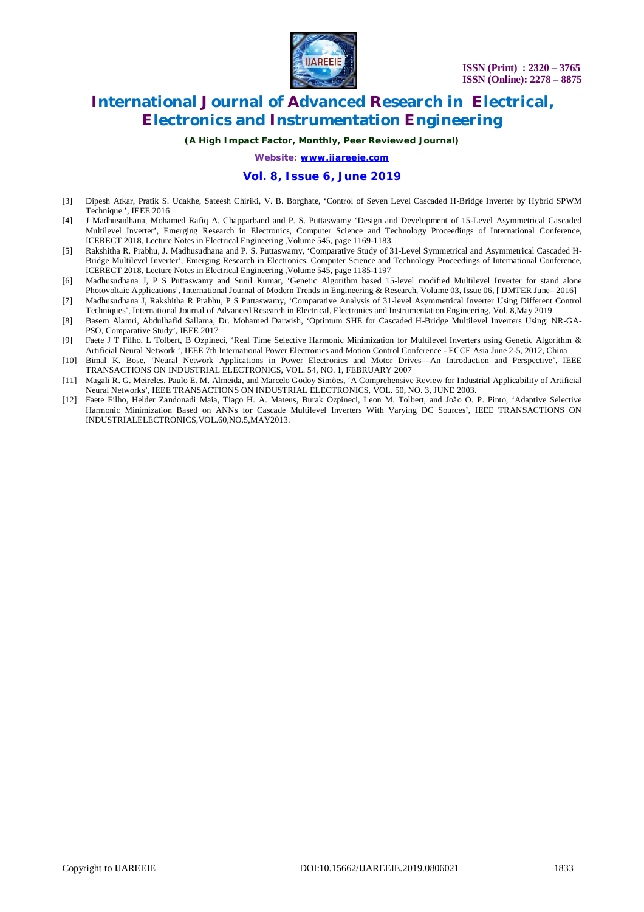[3] Dipesh Atkar, Pratik S. Udakhe, Sateesh Chiriki, V. B. Borghate, 'Control of Seven Level Cascaded H-Bridge Inverter by Hybrid SPWM Technique ', IEEE 2016

[4] J Madhusudhana, Mohamed Rafiq A. Chapparband and P. S. Puttaswamy 'Design and Development of 15-Level Asymmetrical Cascaded Multilevel Inverter', Emerging Research in Electronics, Computer Science and Technology Proceedings of International Conference, ICERECT 2018, Lecture Notes in Electrical Engineering ,Volume 545, page 1169-1183.

[5] Rakshitha R. Prabhu, J. Madhusudhana and P. S. Puttaswamy, 'Comparative Study of 31-Level Symmetrical and Asymmetrical Cascaded H-Bridge Multilevel Inverter', Emerging Research in Electronics, Computer Science and Technology Proceedings of International Conference, ICERECT 2018, Lecture Notes in Electrical Engineering ,Volume 545, page 1185-1197

[6] Madhusudhana J, P S Puttaswamy and Sunil Kumar, 'Genetic Algorithm based 15-level modified Multilevel Inverter for stand alone Photovoltaic Applications', International Journal of Modern Trends in Engineering & Research, Volume 03, Issue 06, [ IJMTER June– 2016]

[7] Madhusudhana J, Rakshitha R Prabhu, P S Puttaswamy, 'Comparative Analysis of 31-level Asymmetrical Inverter Using Different Control Techniques', International Journal of Advanced Research in Electrical, Electronics and Instrumentation Engineering, Vol. 8,May 2019

[8] Basem Alamri, Abdulhafid Sallama, Dr. Mohamed Darwish, 'Optimum SHE for Cascaded H-Bridge Multilevel Inverters Using: NR-GA-PSO, Comparative Study', IEEE 2017

[9] Faete J T Filho, L Tolbert, B Ozpineci, 'Real Time Selective Harmonic Minimization for Multilevel Inverters using Genetic Algorithm & Artificial Neural Network ', IEEE 7th International Power Electronics and Motion Control Conference - ECCE Asia June 2-5, 2012, China

[10] Bimal K. Bose, 'Neural Network Applications in Power Electronics and Motor Drives—An Introduction and Perspective', IEEE TRANSACTIONS ON INDUSTRIAL ELECTRONICS, VOL. 54, NO. 1, FEBRUARY 2007

[11] Magali R. G. Meireles, Paulo E. M. Almeida, and Marcelo Godoy Simões, 'A Comprehensive Review for Industrial Applicability of Artificial Neural Networks', IEEE TRANSACTIONS ON INDUSTRIAL ELECTRONICS, VOL. 50, NO. 3, JUNE 2003.

[12] Faete Filho, Helder Zandonadi Maia, Tiago H. A. Mateus, Burak Ozpineci, Leon M. Tolbert, and João O. P. Pinto, 'Adaptive Selective Harmonic Minimization Based on ANNs for Cascade Multilevel Inverters With Varying DC Sources', IEEE TRANSACTIONS ON INDUSTRIALELECTRONICS,VOL.60,NO.5,MAY2013.